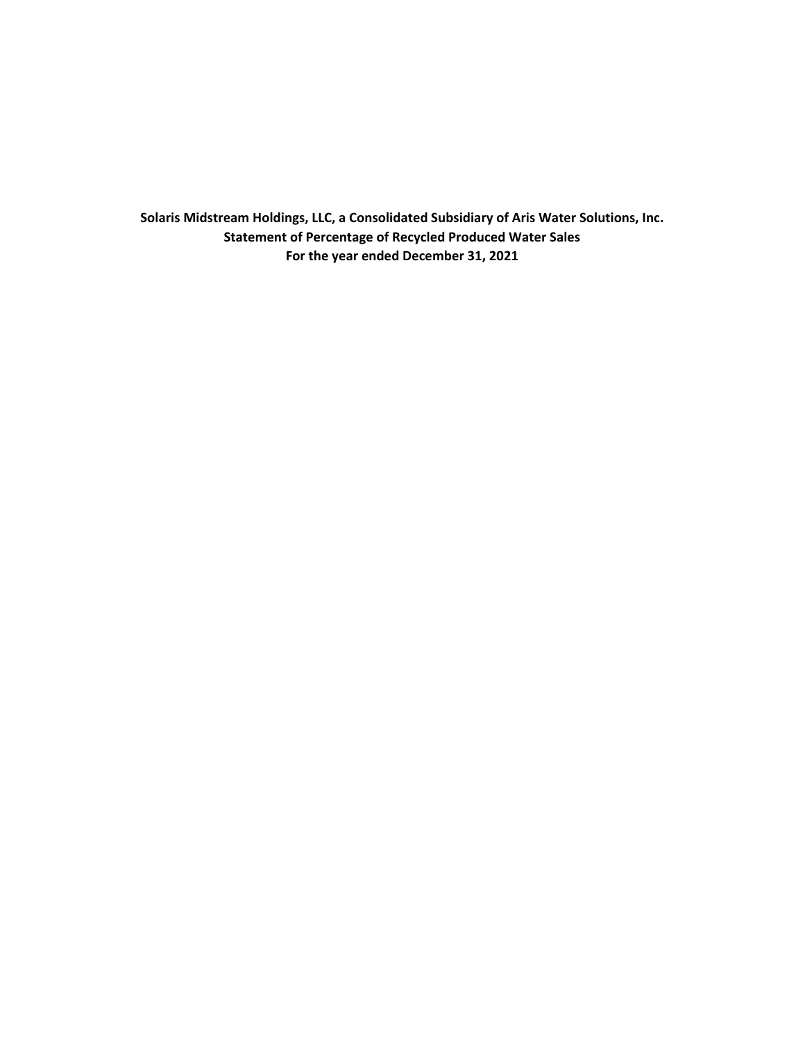**Solaris Midstream Holdings, LLC, a Consolidated Subsidiary of Aris Water Solutions, Inc.**
**Statement of Percentage of Recycled Produced Water Sales**
**For the year ended December 31, 2021**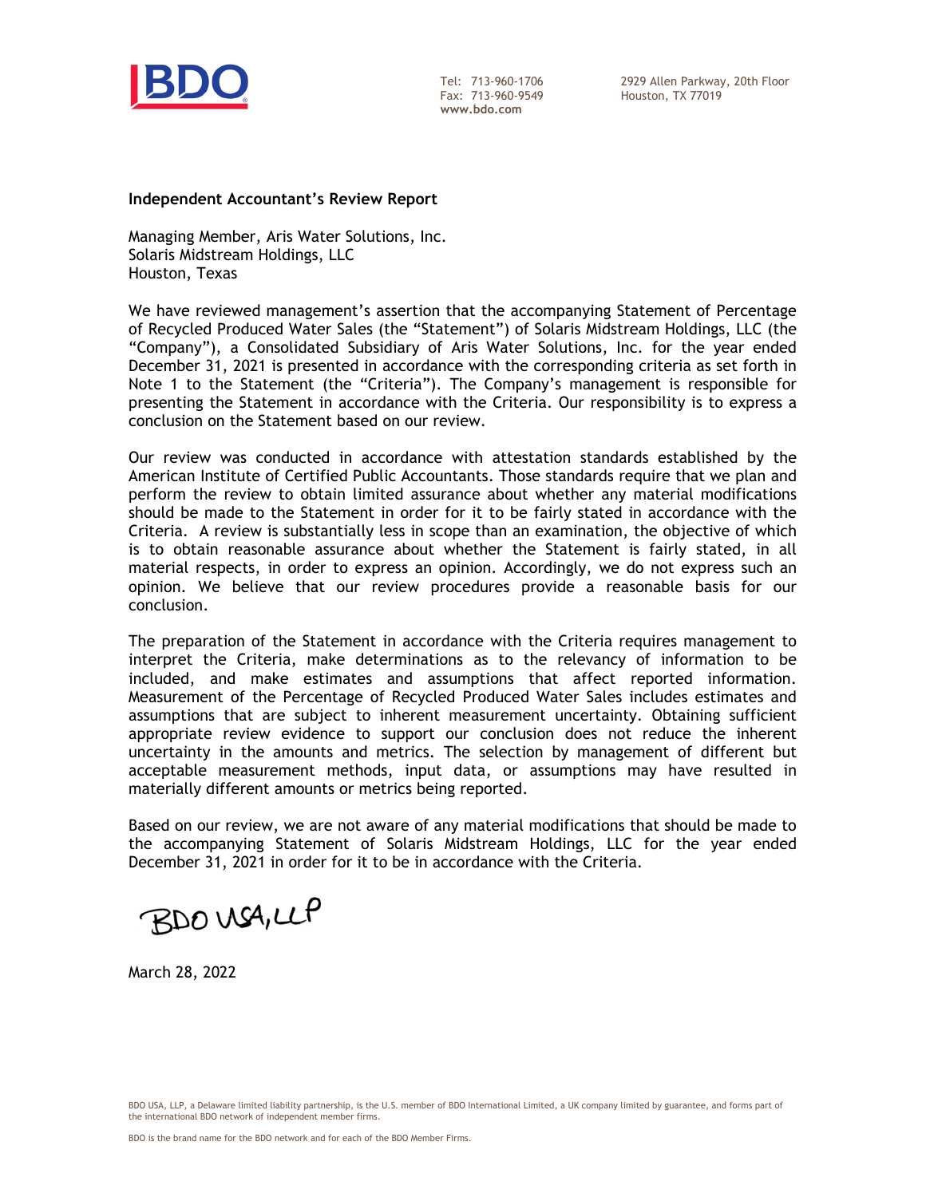Tel: 713-960-1706
Fax: 713-960-9549
www.bdo.com

2929 Allen Parkway, 20th Floor
Houston, TX 77019

**Independent Accountant's Review Report**

Managing Member, Aris Water Solutions, Inc.
Solaris Midstream Holdings, LLC
Houston, Texas

We have reviewed management's assertion that the accompanying Statement of Percentage of Recycled Produced Water Sales (the "Statement") of Solaris Midstream Holdings, LLC (the "Company"), a Consolidated Subsidiary of Aris Water Solutions, Inc. for the year ended December 31, 2021 is presented in accordance with the corresponding criteria as set forth in Note 1 to the Statement (the "Criteria"). The Company's management is responsible for presenting the Statement in accordance with the Criteria. Our responsibility is to express a conclusion on the Statement based on our review.

Our review was conducted in accordance with attestation standards established by the American Institute of Certified Public Accountants. Those standards require that we plan and perform the review to obtain limited assurance about whether any material modifications should be made to the Statement in order for it to be fairly stated in accordance with the Criteria. A review is substantially less in scope than an examination, the objective of which is to obtain reasonable assurance about whether the Statement is fairly stated, in all material respects, in order to express an opinion. Accordingly, we do not express such an opinion. We believe that our review procedures provide a reasonable basis for our conclusion.

The preparation of the Statement in accordance with the Criteria requires management to interpret the Criteria, make determinations as to the relevancy of information to be included, and make estimates and assumptions that affect reported information. Measurement of the Percentage of Recycled Produced Water Sales includes estimates and assumptions that are subject to inherent measurement uncertainty. Obtaining sufficient appropriate review evidence to support our conclusion does not reduce the inherent uncertainty in the amounts and metrics. The selection by management of different but acceptable measurement methods, input data, or assumptions may have resulted in materially different amounts or metrics being reported.

Based on our review, we are not aware of any material modifications that should be made to the accompanying Statement of Solaris Midstream Holdings, LLC for the year ended December 31, 2021 in order for it to be in accordance with the Criteria.

BDO USA, LLP

March 28, 2022

BDO USA, LLP, a Delaware limited liability partnership, is the U.S. member of BDO International Limited, a UK company limited by guarantee, and forms part of the international BDO network of independent member firms.

BDO is the brand name for the BDO network and for each of the BDO Member Firms.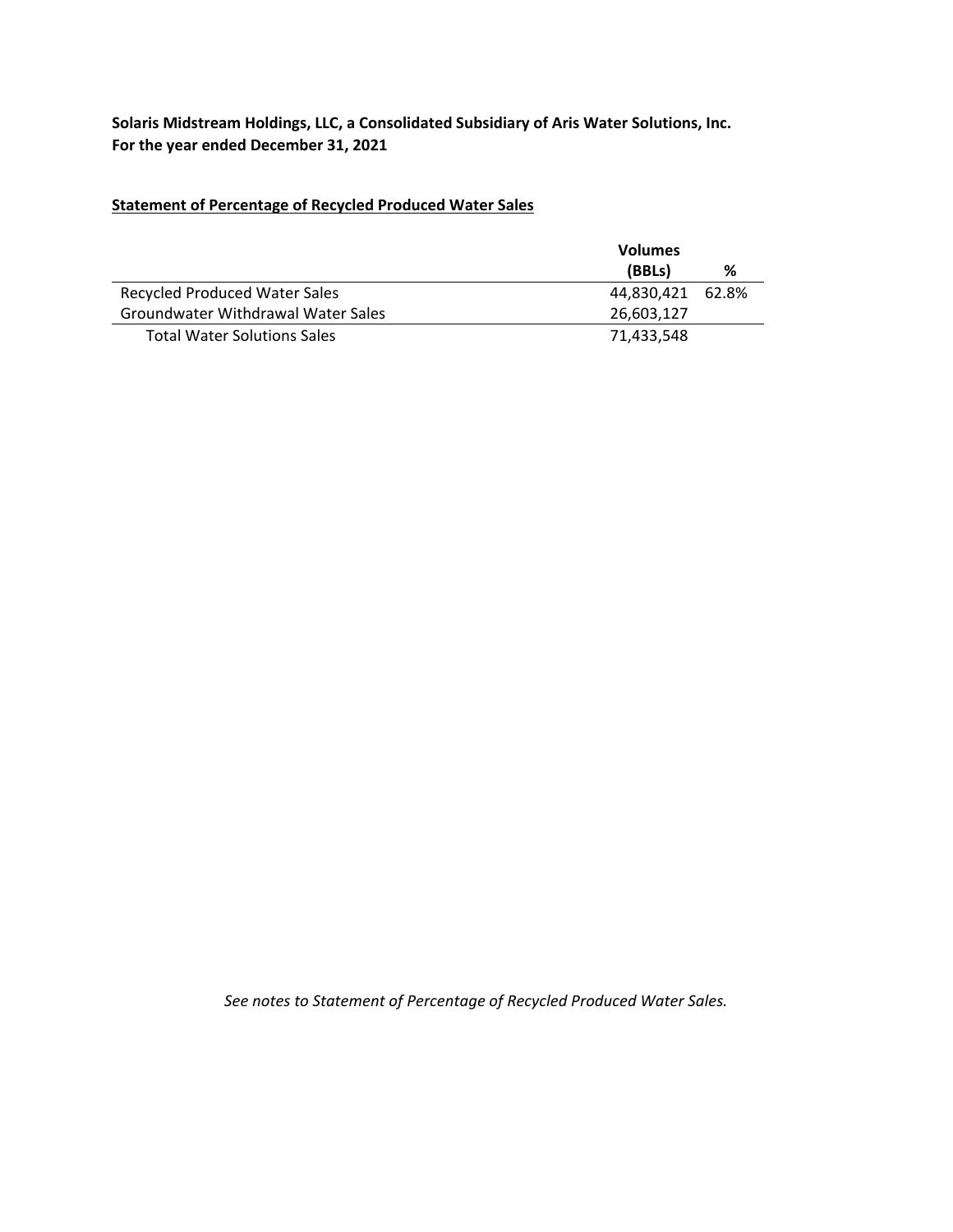**Solaris Midstream Holdings, LLC, a Consolidated Subsidiary of Aris Water Solutions, Inc.**
**For the year ended December 31, 2021**

**Statement of Percentage of Recycled Produced Water Sales**

| | Volumes (BBLs) | % |
|---|---|---|
| Recycled Produced Water Sales | 44,830,421 | 62.8% |
| Groundwater Withdrawal Water Sales | 26,603,127 | |
| Total Water Solutions Sales | 71,433,548 | |

*See notes to Statement of Percentage of Recycled Produced Water Sales.*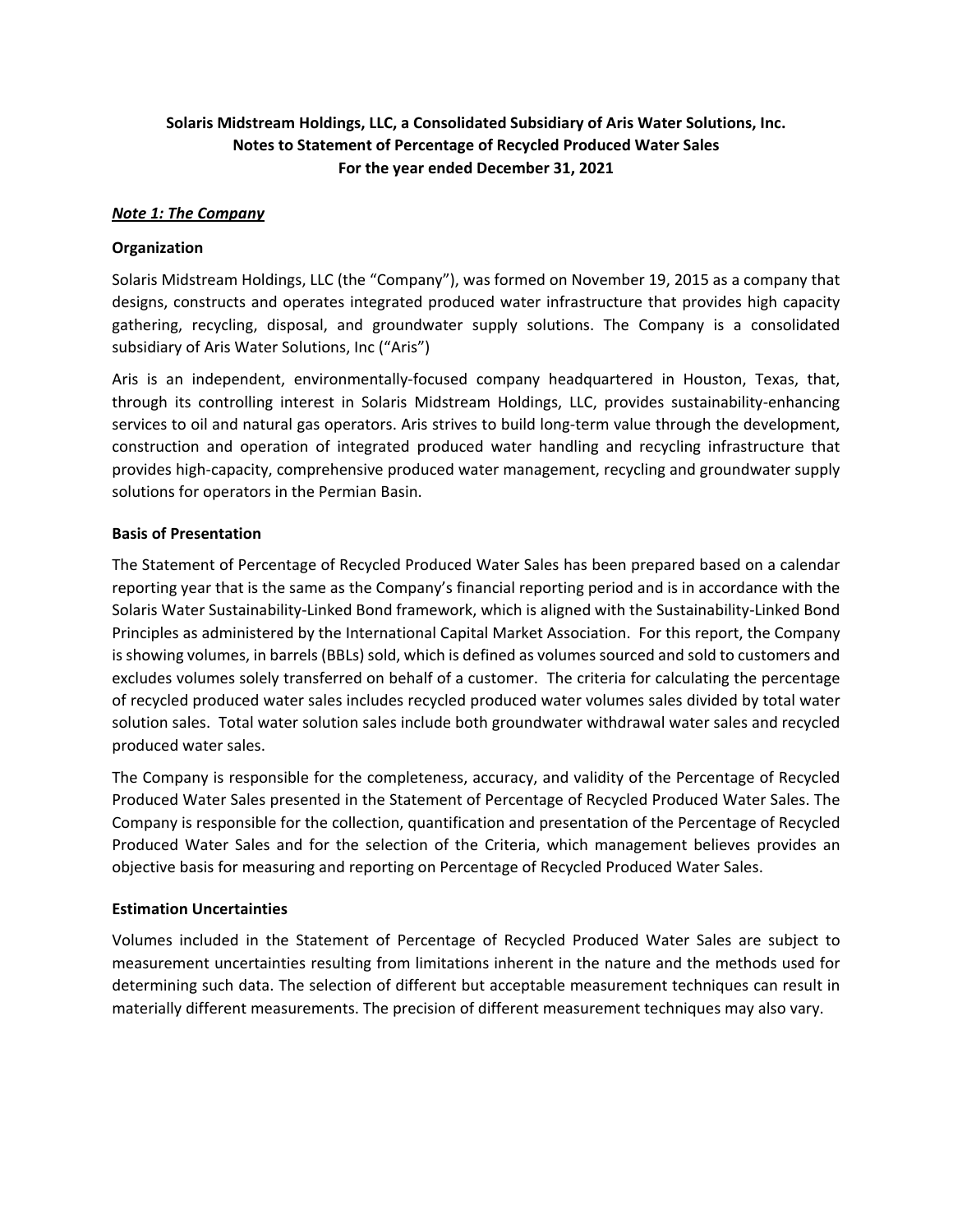**Solaris Midstream Holdings, LLC, a Consolidated Subsidiary of Aris Water Solutions, Inc.**
**Notes to Statement of Percentage of Recycled Produced Water Sales**
**For the year ended December 31, 2021**

***Note 1: The Company***

**Organization**

Solaris Midstream Holdings, LLC (the "Company"), was formed on November 19, 2015 as a company that designs, constructs and operates integrated produced water infrastructure that provides high capacity gathering, recycling, disposal, and groundwater supply solutions. The Company is a consolidated subsidiary of Aris Water Solutions, Inc ("Aris")

Aris is an independent, environmentally-focused company headquartered in Houston, Texas, that, through its controlling interest in Solaris Midstream Holdings, LLC, provides sustainability-enhancing services to oil and natural gas operators. Aris strives to build long-term value through the development, construction and operation of integrated produced water handling and recycling infrastructure that provides high-capacity, comprehensive produced water management, recycling and groundwater supply solutions for operators in the Permian Basin.

**Basis of Presentation**

The Statement of Percentage of Recycled Produced Water Sales has been prepared based on a calendar reporting year that is the same as the Company's financial reporting period and is in accordance with the Solaris Water Sustainability-Linked Bond framework, which is aligned with the Sustainability-Linked Bond Principles as administered by the International Capital Market Association. For this report, the Company is showing volumes, in barrels (BBLs) sold, which is defined as volumes sourced and sold to customers and excludes volumes solely transferred on behalf of a customer. The criteria for calculating the percentage of recycled produced water sales includes recycled produced water volumes sales divided by total water solution sales. Total water solution sales include both groundwater withdrawal water sales and recycled produced water sales.

The Company is responsible for the completeness, accuracy, and validity of the Percentage of Recycled Produced Water Sales presented in the Statement of Percentage of Recycled Produced Water Sales. The Company is responsible for the collection, quantification and presentation of the Percentage of Recycled Produced Water Sales and for the selection of the Criteria, which management believes provides an objective basis for measuring and reporting on Percentage of Recycled Produced Water Sales.

**Estimation Uncertainties**

Volumes included in the Statement of Percentage of Recycled Produced Water Sales are subject to measurement uncertainties resulting from limitations inherent in the nature and the methods used for determining such data. The selection of different but acceptable measurement techniques can result in materially different measurements. The precision of different measurement techniques may also vary.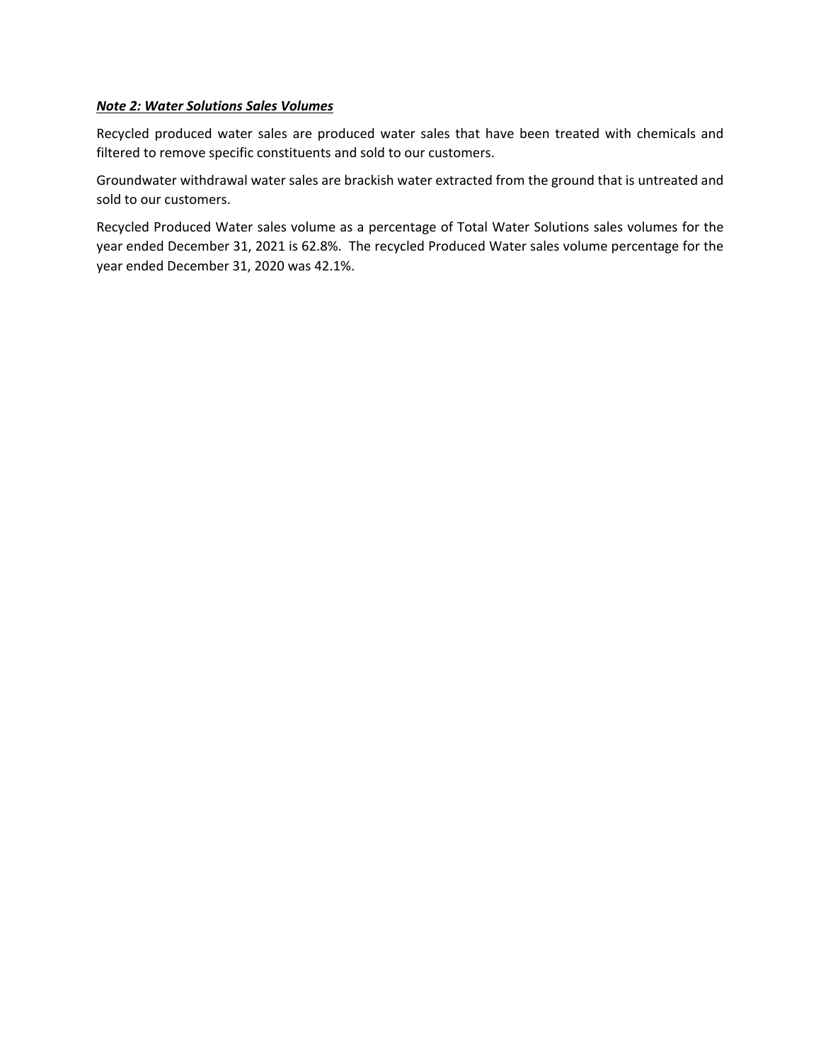***Note 2: Water Solutions Sales Volumes***

Recycled produced water sales are produced water sales that have been treated with chemicals and filtered to remove specific constituents and sold to our customers.

Groundwater withdrawal water sales are brackish water extracted from the ground that is untreated and sold to our customers.

Recycled Produced Water sales volume as a percentage of Total Water Solutions sales volumes for the year ended December 31, 2021 is 62.8%. The recycled Produced Water sales volume percentage for the year ended December 31, 2020 was 42.1%.